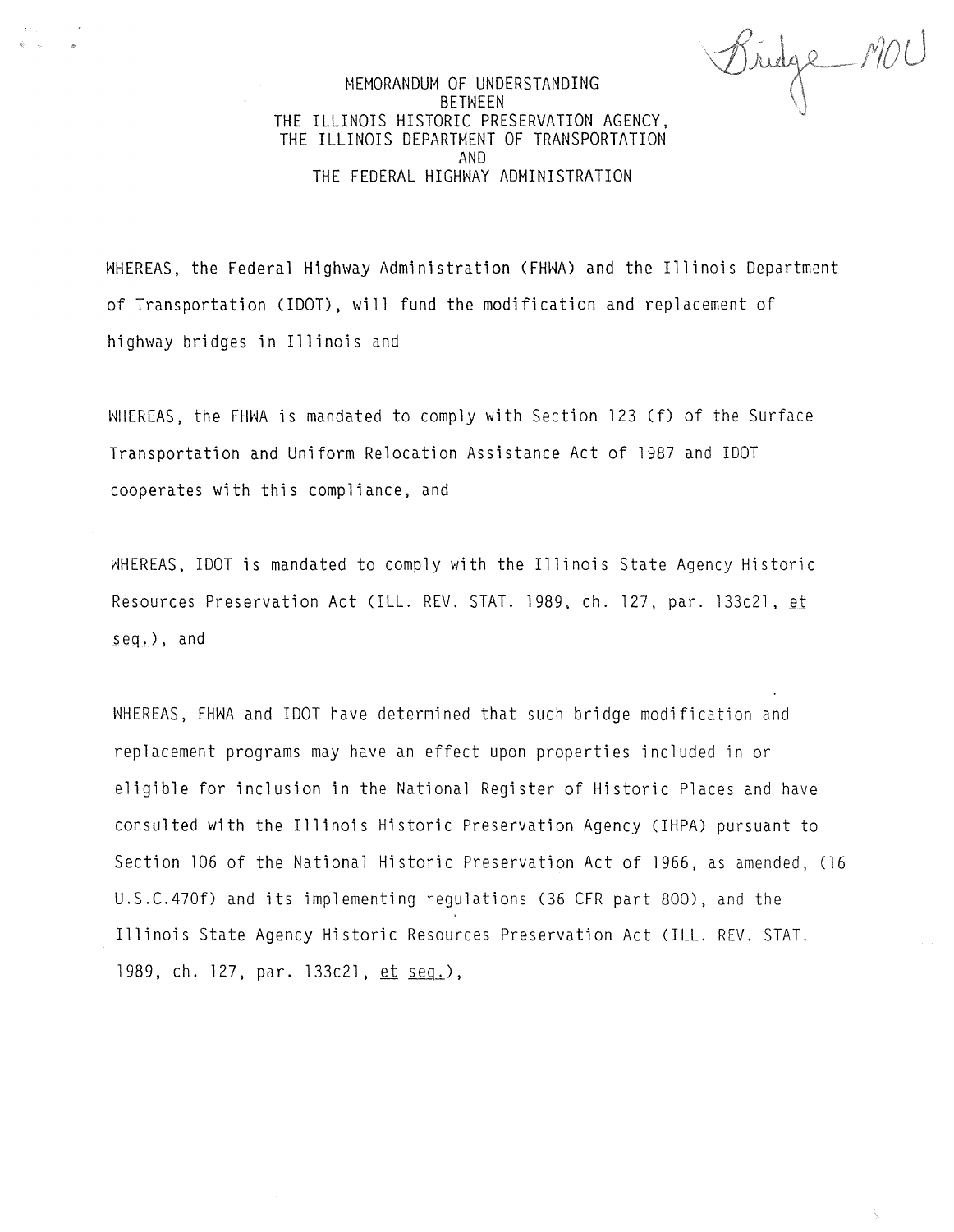Bridge MOU

# MEMORANDUM OF UNDERSTANDING BETWEEN THE ILLINOIS HISTORIC PRESERVATION AGENCY, THE ILLINOIS DEPARTMENT OF TRANSPORTATION AND THE FEDERAL HIGHWAY ADMINISTRATION

WHEREAS, the Federal Highway Administration (FHWA) and the Illinois Department of Transportation (IDOT), will fund the modification and replacement of highway bridges in Illinois and

WHEREAS, the FHWA is mandated to comply with Section 123 (f) of the Surface Transportation and Uniform Relocation Assistance Act of 1987 and IDOT cooperates with this compliance, and

WHEREAS, IDOT is mandated to comply with the Illinois State Agency Historic Resources Preservation Act (ILL. REV. STAT. 1989, ch. 127, par. 133c21, _et seq._), and

WHEREAS, FHWA and IDOT have determined that such bridge modification and replacement programs may have an effect upon properties included in or eligible for inclusion in the National Register of Historic Places and have consulted with the Illinois Historic Preservation Agency (IHPA) pursuant to Section 106 of the National Historic Preservation Act of 1966, as amended, (16 U.S.C.470f) and its implementing regulations (36 CFR part 800), and the Illinois State Agency Historic Resources Preservation Act (ILL. REV. STAT. 1989, ch. 127, par. 133c21, _et seq._),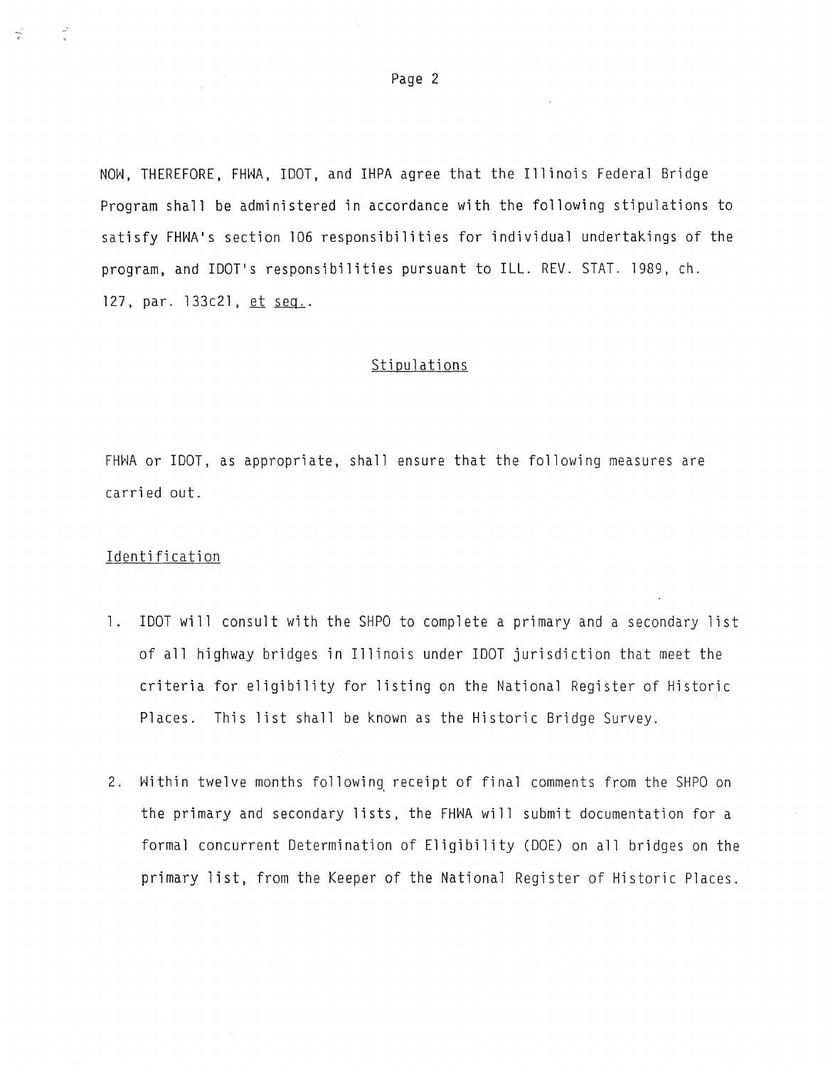NOW, THEREFORE, FHWA, IDOT, and IHPA agree that the Illinois Federal Bridge Program shall be administered in accordance with the following stipulations to satisfy FHWA's section 106 responsibilities for individual undertakings of the program, and IDOT's responsibilities pursuant to ILL. REV. STAT. 1989, ch. 127, par. 133c21, et seq..

## Stipulations

FHWA or IDOT, as appropriate, shall ensure that the following measures are carried out.

### Identification

1. IDOT will consult with the SHPO to complete a primary and a secondary list of all highway bridges in Illinois under IDOT jurisdiction that meet the criteria for eligibility for listing on the National Register of Historic Places. This list shall be known as the Historic Bridge Survey.

2. Within twelve months following receipt of final comments from the SHPO on the primary and secondary lists, the FHWA will submit documentation for a formal concurrent Determination of Eligibility (DOE) on all bridges on the primary list, from the Keeper of the National Register of Historic Places.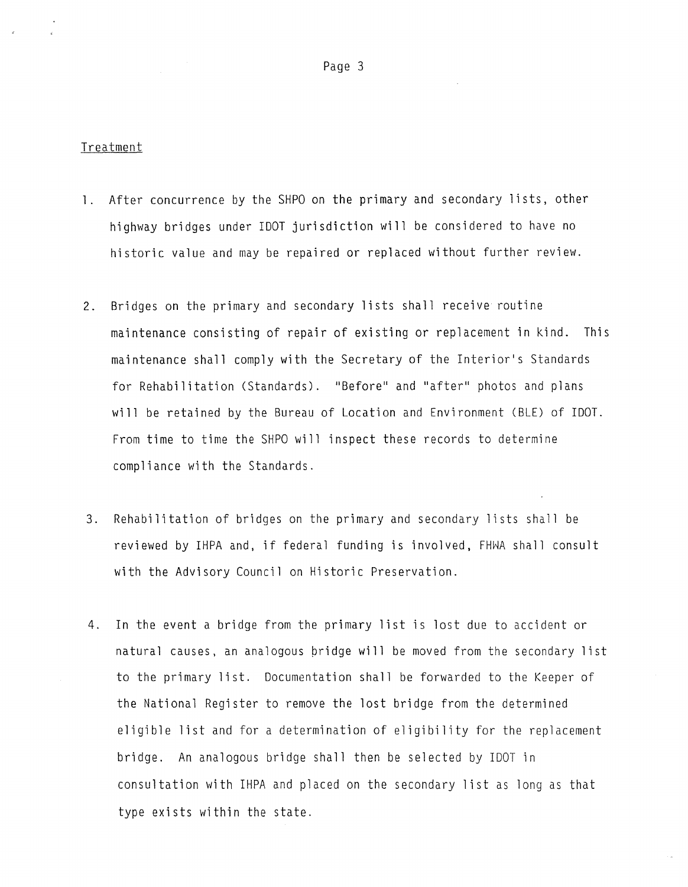Treatment

1. After concurrence by the SHPO on the primary and secondary lists, other highway bridges under IDOT jurisdiction will be considered to have no historic value and may be repaired or replaced without further review.

2. Bridges on the primary and secondary lists shall receive routine maintenance consisting of repair of existing or replacement in kind. This maintenance shall comply with the Secretary of the Interior's Standards for Rehabilitation (Standards). "Before" and "after" photos and plans will be retained by the Bureau of Location and Environment (BLE) of IDOT. From time to time the SHPO will inspect these records to determine compliance with the Standards.

3. Rehabilitation of bridges on the primary and secondary lists shall be reviewed by IHPA and, if federal funding is involved, FHWA shall consult with the Advisory Council on Historic Preservation.

4. In the event a bridge from the primary list is lost due to accident or natural causes, an analogous bridge will be moved from the secondary list to the primary list. Documentation shall be forwarded to the Keeper of the National Register to remove the lost bridge from the determined eligible list and for a determination of eligibility for the replacement bridge. An analogous bridge shall then be selected by IDOT in consultation with IHPA and placed on the secondary list as long as that type exists within the state.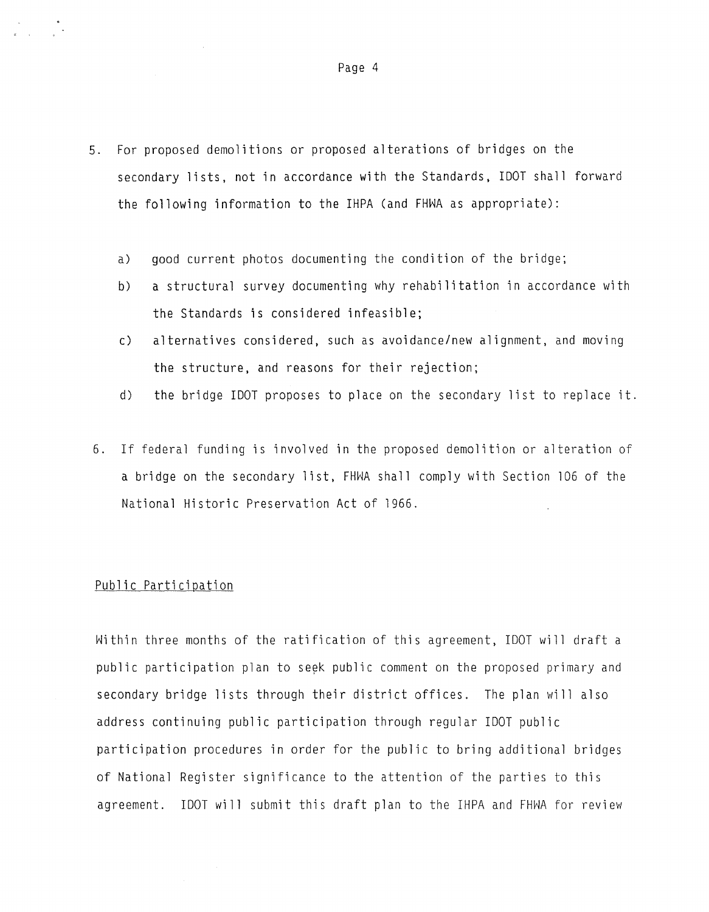5. For proposed demolitions or proposed alterations of bridges on the secondary lists, not in accordance with the Standards, IDOT shall forward the following information to the IHPA (and FHWA as appropriate):

   a) good current photos documenting the condition of the bridge;
   b) a structural survey documenting why rehabilitation in accordance with the Standards is considered infeasible;
   c) alternatives considered, such as avoidance/new alignment, and moving the structure, and reasons for their rejection;
   d) the bridge IDOT proposes to place on the secondary list to replace it.

6. If federal funding is involved in the proposed demolition or alteration of a bridge on the secondary list, FHWA shall comply with Section 106 of the National Historic Preservation Act of 1966.

## Public Participation

Within three months of the ratification of this agreement, IDOT will draft a public participation plan to seek public comment on the proposed primary and secondary bridge lists through their district offices. The plan will also address continuing public participation through regular IDOT public participation procedures in order for the public to bring additional bridges of National Register significance to the attention of the parties to this agreement. IDOT will submit this draft plan to the IHPA and FHWA for review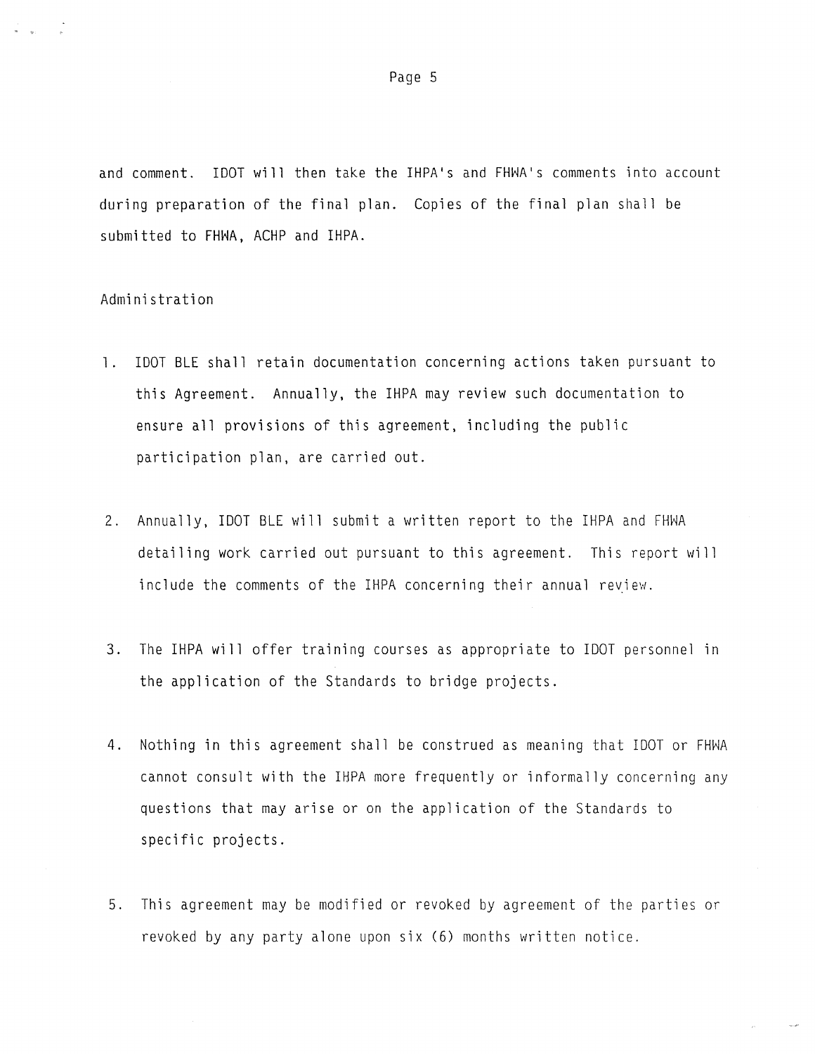and comment. IDOT will then take the IHPA's and FHWA's comments into account during preparation of the final plan. Copies of the final plan shall be submitted to FHWA, ACHP and IHPA.

Administration

1. IDOT BLE shall retain documentation concerning actions taken pursuant to this Agreement. Annually, the IHPA may review such documentation to ensure all provisions of this agreement, including the public participation plan, are carried out.

2. Annually, IDOT BLE will submit a written report to the IHPA and FHWA detailing work carried out pursuant to this agreement. This report will include the comments of the IHPA concerning their annual review.

3. The IHPA will offer training courses as appropriate to IDOT personnel in the application of the Standards to bridge projects.

4. Nothing in this agreement shall be construed as meaning that IDOT or FHWA cannot consult with the IHPA more frequently or informally concerning any questions that may arise or on the application of the Standards to specific projects.

5. This agreement may be modified or revoked by agreement of the parties or revoked by any party alone upon six (6) months written notice.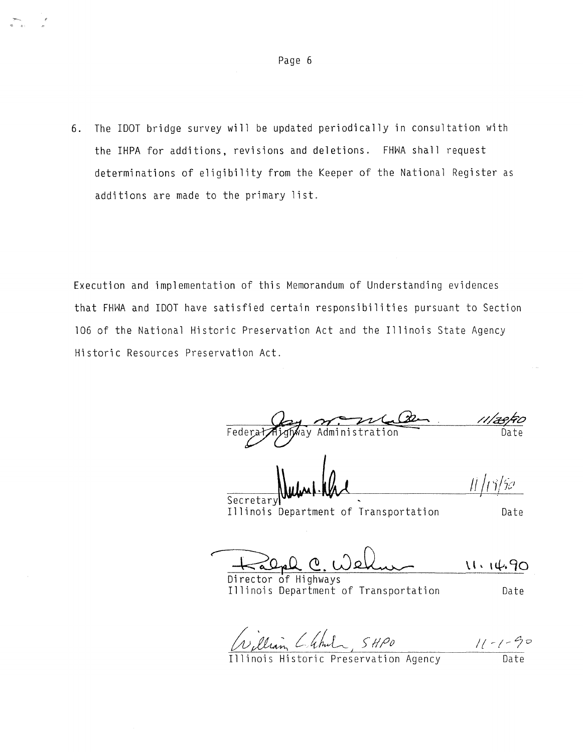6. The IDOT bridge survey will be updated periodically in consultation with the IHPA for additions, revisions and deletions. FHWA shall request determinations of eligibility from the Keeper of the National Register as additions are made to the primary list.

Execution and implementation of this Memorandum of Understanding evidences that FHWA and IDOT have satisfied certain responsibilities pursuant to Section 106 of the National Historic Preservation Act and the Illinois State Agency Historic Resources Preservation Act.

| | |
|---|---|
| Federal Highway Administration | 11/28/90<br>Date |
| Secretary<br>Illinois Department of Transportation | 11/19/90<br>Date |
| Ralph C. Wehner<br>Director of Highways<br>Illinois Department of Transportation | 11.14.90<br>Date |
| William L. Wheeler, SHPO<br>Illinois Historic Preservation Agency | 11-1-90<br>Date |